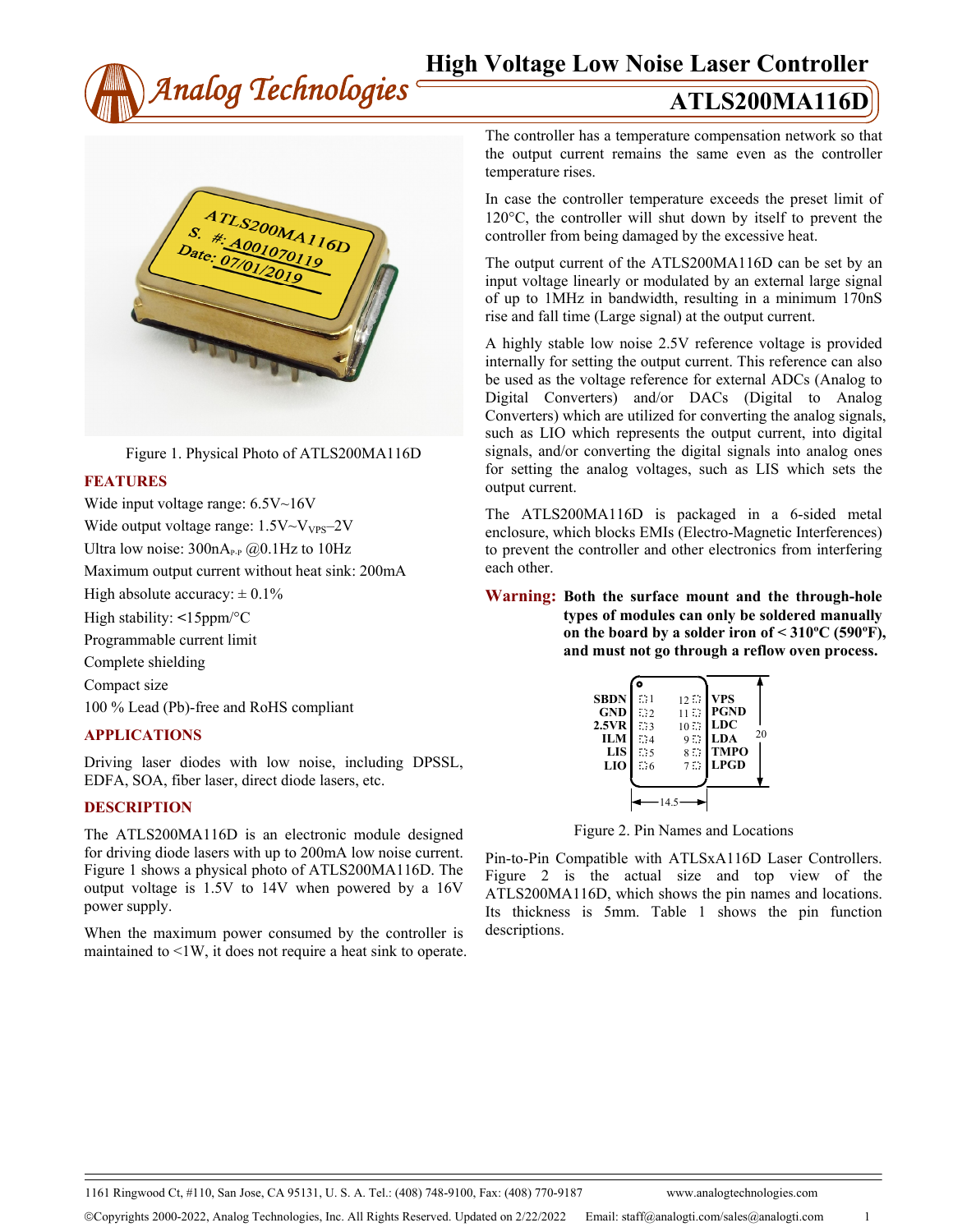# High Voltage Low Noise Laser Controller

## ATLS200MA116D

Figure 1. Physical Photo of ATLS200MA116D

### FEATURES

Wide input voltage range: 6.5V~16V

Wide output voltage range: 1.5V~$V_{VPS}$–2V

Ultra low noise: 300$nA_{P-P}$ @0.1Hz to 10Hz

Maximum output current without heat sink: 200mA

High absolute accuracy: ± 0.1%

High stability: <15ppm/°C

Programmable current limit

Complete shielding

Compact size

100 % Lead (Pb)-free and RoHS compliant

### APPLICATIONS

Driving laser diodes with low noise, including DPSSL, EDFA, SOA, fiber laser, direct diode lasers, etc.

### DESCRIPTION

The ATLS200MA116D is an electronic module designed for driving diode lasers with up to 200mA low noise current. Figure 1 shows a physical photo of ATLS200MA116D. The output voltage is 1.5V to 14V when powered by a 16V power supply.

When the maximum power consumed by the controller is maintained to <1W, it does not require a heat sink to operate.

The controller has a temperature compensation network so that the output current remains the same even as the controller temperature rises.

In case the controller temperature exceeds the preset limit of 120°C, the controller will shut down by itself to prevent the controller from being damaged by the excessive heat.

The output current of the ATLS200MA116D can be set by an input voltage linearly or modulated by an external large signal of up to 1MHz in bandwidth, resulting in a minimum 170nS rise and fall time (Large signal) at the output current.

A highly stable low noise 2.5V reference voltage is provided internally for setting the output current. This reference can also be used as the voltage reference for external ADCs (Analog to Digital Converters) and/or DACs (Digital to Analog Converters) which are utilized for converting the analog signals, such as LIO which represents the output current, into digital signals, and/or converting the digital signals into analog ones for setting the analog voltages, such as LIS which sets the output current.

The ATLS200MA116D is packaged in a 6-sided metal enclosure, which blocks EMIs (Electro-Magnetic Interferences) to prevent the controller and other electronics from interfering each other.

**Warning: Both the surface mount and the through-hole types of modules can only be soldered manually on the board by a solder iron of < 310ºC (590ºF), and must not go through a reflow oven process.**

| Pin | Name | Pin | Name |
|---|---|---|---|
| 1 | SBDN | 12 | VPS |
| 2 | GND | 11 | PGND |
| 3 | 2.5VR | 10 | LDC |
| 4 | ILM | 9 | LDA |
| 5 | LIS | 8 | TMPO |
| 6 | LIO | 7 | LPGD |

Dimensions: 14.5 × 20

Figure 2. Pin Names and Locations

Pin-to-Pin Compatible with ATLSxA116D Laser Controllers. Figure 2 is the actual size and top view of the ATLS200MA116D, which shows the pin names and locations. Its thickness is 5mm. Table 1 shows the pin function descriptions.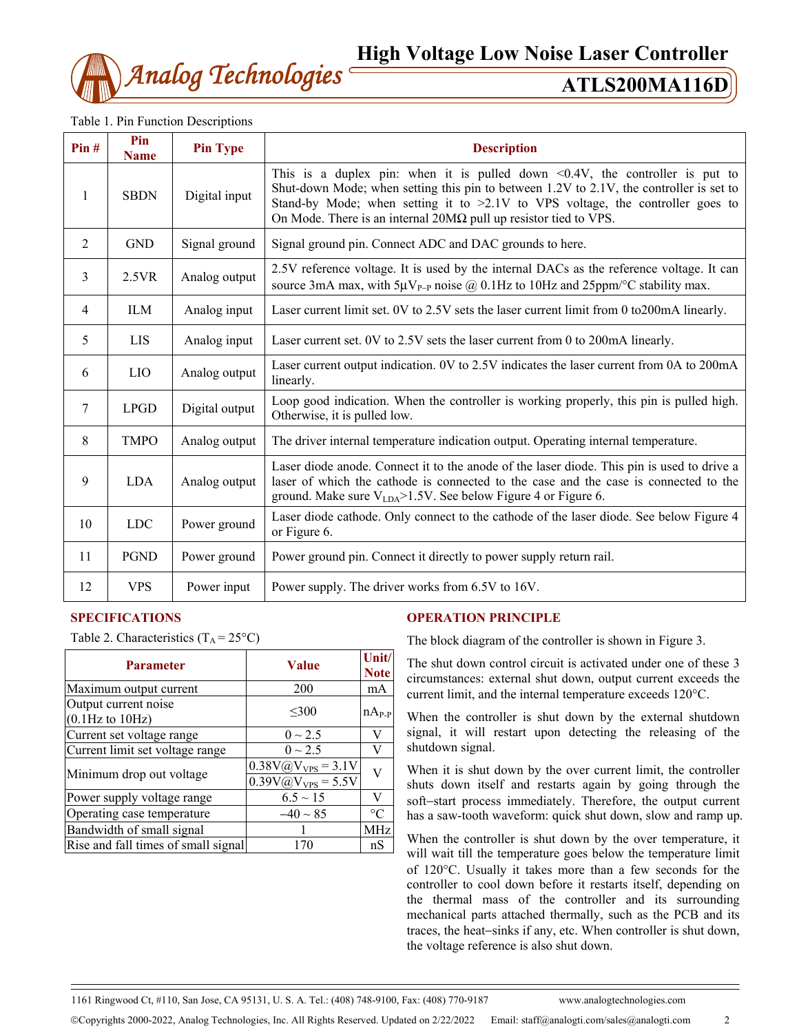Table 1. Pin Function Descriptions

| Pin # | Pin Name | Pin Type | Description |
|---|---|---|---|
| 1 | SBDN | Digital input | This is a duplex pin: when it is pulled down <0.4V, the controller is put to Shut-down Mode; when setting this pin to between 1.2V to 2.1V, the controller is set to Stand-by Mode; when setting it to >2.1V to VPS voltage, the controller goes to On Mode. There is an internal 20MΩ pull up resistor tied to VPS. |
| 2 | GND | Signal ground | Signal ground pin. Connect ADC and DAC grounds to here. |
| 3 | 2.5VR | Analog output | 2.5V reference voltage. It is used by the internal DACs as the reference voltage. It can source 3mA max, with 5μ$V_{P-P}$ noise @ 0.1Hz to 10Hz and 25ppm/°C stability max. |
| 4 | ILM | Analog input | Laser current limit set. 0V to 2.5V sets the laser current limit from 0 to200mA linearly. |
| 5 | LIS | Analog input | Laser current set. 0V to 2.5V sets the laser current from 0 to 200mA linearly. |
| 6 | LIO | Analog output | Laser current output indication. 0V to 2.5V indicates the laser current from 0A to 200mA linearly. |
| 7 | LPGD | Digital output | Loop good indication. When the controller is working properly, this pin is pulled high. Otherwise, it is pulled low. |
| 8 | TMPO | Analog output | The driver internal temperature indication output. Operating internal temperature. |
| 9 | LDA | Analog output | Laser diode anode. Connect it to the anode of the laser diode. This pin is used to drive a laser of which the cathode is connected to the case and the case is connected to the ground. Make sure $V_{LDA}$>1.5V. See below Figure 4 or Figure 6. |
| 10 | LDC | Power ground | Laser diode cathode. Only connect to the cathode of the laser diode. See below Figure 4 or Figure 6. |
| 11 | PGND | Power ground | Power ground pin. Connect it directly to power supply return rail. |
| 12 | VPS | Power input | Power supply. The driver works from 6.5V to 16V. |

## SPECIFICATIONS

Table 2. Characteristics ($T_A$ = 25°C)

| Parameter | Value | Unit/ Note |
|---|---|---|
| Maximum output current | 200 | mA |
| Output current noise (0.1Hz to 10Hz) | ≤300 | $nA_{P-P}$ |
| Current set voltage range | 0 ~ 2.5 | V |
| Current limit set voltage range | 0 ~ 2.5 | V |
| Minimum drop out voltage | 0.38V@$V_{VPS}$ = 3.1V | V |
| | 0.39V@$V_{VPS}$ = 5.5V | |
| Power supply voltage range | 6.5 ~ 15 | V |
| Operating case temperature | –40 ~ 85 | °C |
| Bandwidth of small signal | 1 | MHz |
| Rise and fall times of small signal | 170 | nS |

## OPERATION PRINCIPLE

The block diagram of the controller is shown in Figure 3.

The shut down control circuit is activated under one of these 3 circumstances: external shut down, output current exceeds the current limit, and the internal temperature exceeds 120°C.

When the controller is shut down by the external shutdown signal, it will restart upon detecting the releasing of the shutdown signal.

When it is shut down by the over current limit, the controller shuts down itself and restarts again by going through the soft–start process immediately. Therefore, the output current has a saw-tooth waveform: quick shut down, slow and ramp up.

When the controller is shut down by the over temperature, it will wait till the temperature goes below the temperature limit of 120°C. Usually it takes more than a few seconds for the controller to cool down before it restarts itself, depending on the thermal mass of the controller and its surrounding mechanical parts attached thermally, such as the PCB and its traces, the heat–sinks if any, etc. When controller is shut down, the voltage reference is also shut down.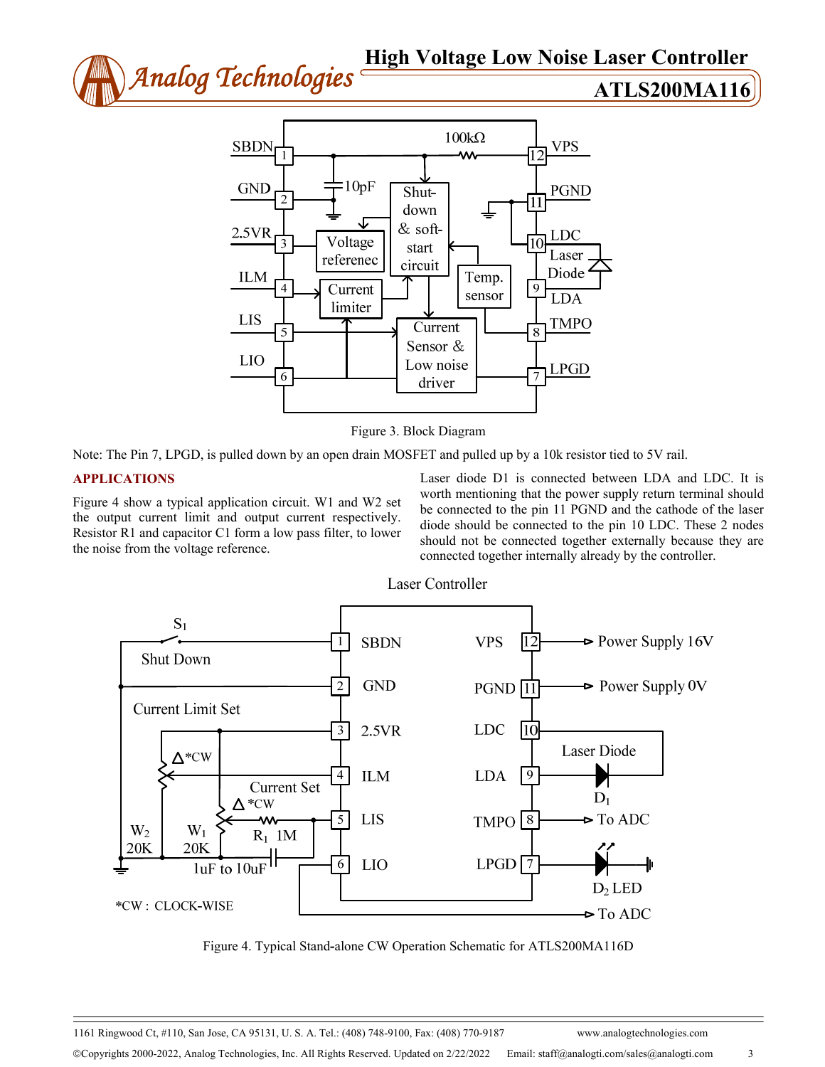Figure 3. Block Diagram

Note: The Pin 7, LPGD, is pulled down by an open drain MOSFET and pulled up by a 10k resistor tied to 5V rail.

## APPLICATIONS

Figure 4 show a typical application circuit. W1 and W2 set the output current limit and output current respectively. Resistor R1 and capacitor C1 form a low pass filter, to lower the noise from the voltage reference.

Laser diode D1 is connected between LDA and LDC. It is worth mentioning that the power supply return terminal should be connected to the pin 11 PGND and the cathode of the laser diode should be connected to the pin 10 LDC. These 2 nodes should not be connected together externally because they are connected together internally already by the controller.

Figure 4. Typical Stand-alone CW Operation Schematic for ATLS200MA116D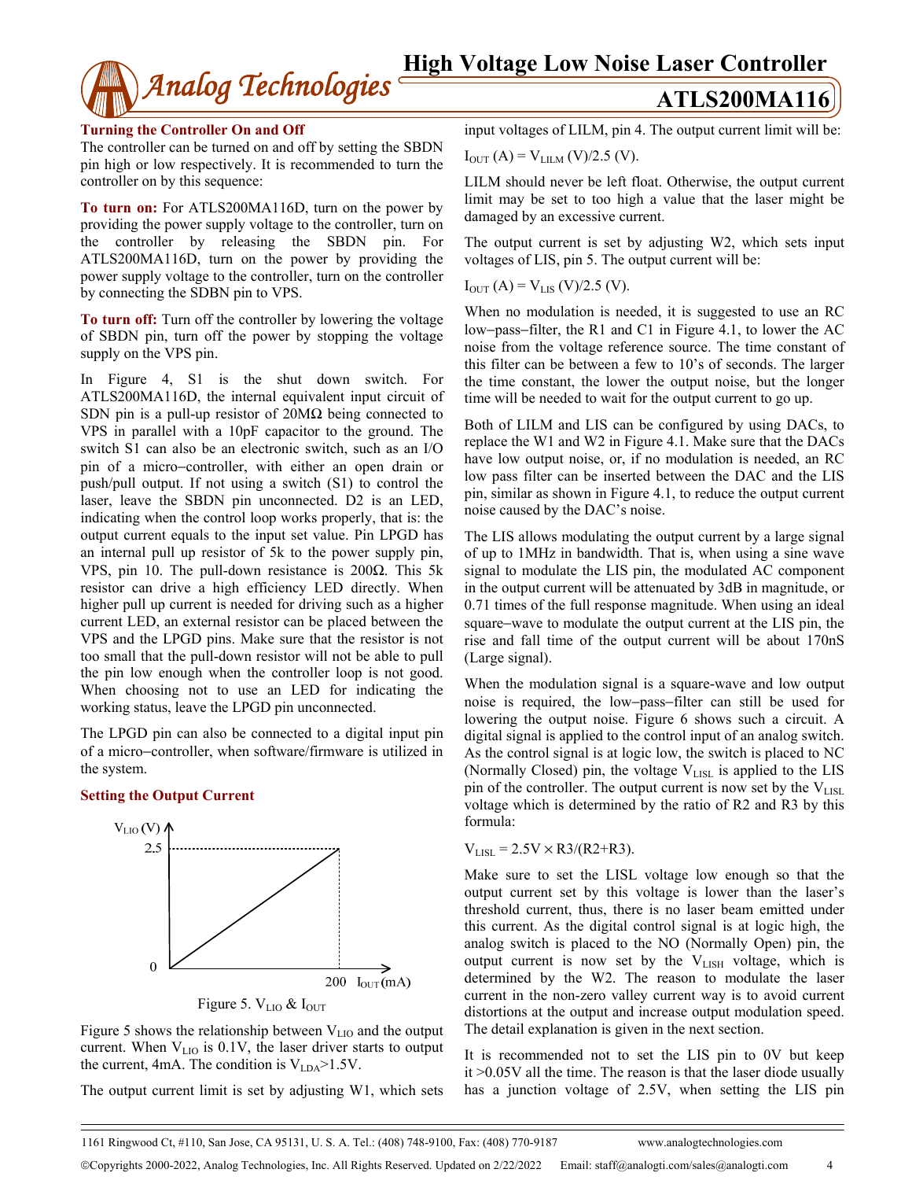### Turning the Controller On and Off

The controller can be turned on and off by setting the SBDN pin high or low respectively. It is recommended to turn the controller on by this sequence:

**To turn on:** For ATLS200MA116D, turn on the power by providing the power supply voltage to the controller, turn on the controller by releasing the SBDN pin. For ATLS200MA116D, turn on the power by providing the power supply voltage to the controller, turn on the controller by connecting the SDBN pin to VPS.

**To turn off:** Turn off the controller by lowering the voltage of SBDN pin, turn off the power by stopping the voltage supply on the VPS pin.

In Figure 4, S1 is the shut down switch. For ATLS200MA116D, the internal equivalent input circuit of SDN pin is a pull-up resistor of 20MΩ being connected to VPS in parallel with a 10pF capacitor to the ground. The switch S1 can also be an electronic switch, such as an I/O pin of a micro−controller, with either an open drain or push/pull output. If not using a switch (S1) to control the laser, leave the SBDN pin unconnected. D2 is an LED, indicating when the control loop works properly, that is: the output current equals to the input set value. Pin LPGD has an internal pull up resistor of 5k to the power supply pin, VPS, pin 10. The pull-down resistance is 200Ω. This 5k resistor can drive a high efficiency LED directly. When higher pull up current is needed for driving such as a higher current LED, an external resistor can be placed between the VPS and the LPGD pins. Make sure that the resistor is not too small that the pull-down resistor will not be able to pull the pin low enough when the controller loop is not good. When choosing not to use an LED for indicating the working status, leave the LPGD pin unconnected.

The LPGD pin can also be connected to a digital input pin of a micro−controller, when software/firmware is utilized in the system.

### Setting the Output Current

Figure 5. $V_{LIO}$ & $I_{OUT}$

Figure 5 shows the relationship between $V_{LIO}$ and the output current. When $V_{LIO}$ is 0.1V, the laser driver starts to output the current, 4mA. The condition is $V_{LDA}$>1.5V.

The output current limit is set by adjusting W1, which sets input voltages of LILM, pin 4. The output current limit will be:

$I_{OUT}$ (A) = $V_{LILM}$ (V)/2.5 (V).

LILM should never be left float. Otherwise, the output current limit may be set to too high a value that the laser might be damaged by an excessive current.

The output current is set by adjusting W2, which sets input voltages of LIS, pin 5. The output current will be:

$I_{OUT}$ (A) = $V_{LIS}$ (V)/2.5 (V).

When no modulation is needed, it is suggested to use an RC low−pass−filter, the R1 and C1 in Figure 4.1, to lower the AC noise from the voltage reference source. The time constant of this filter can be between a few to 10's of seconds. The larger the time constant, the lower the output noise, but the longer time will be needed to wait for the output current to go up.

Both of LILM and LIS can be configured by using DACs, to replace the W1 and W2 in Figure 4.1. Make sure that the DACs have low output noise, or, if no modulation is needed, an RC low pass filter can be inserted between the DAC and the LIS pin, similar as shown in Figure 4.1, to reduce the output current noise caused by the DAC's noise.

The LIS allows modulating the output current by a large signal of up to 1MHz in bandwidth. That is, when using a sine wave signal to modulate the LIS pin, the modulated AC component in the output current will be attenuated by 3dB in magnitude, or 0.71 times of the full response magnitude. When using an ideal square−wave to modulate the output current at the LIS pin, the rise and fall time of the output current will be about 170nS (Large signal).

When the modulation signal is a square-wave and low output noise is required, the low−pass−filter can still be used for lowering the output noise. Figure 6 shows such a circuit. A digital signal is applied to the control input of an analog switch. As the control signal is at logic low, the switch is placed to NC (Normally Closed) pin, the voltage $V_{LISL}$ is applied to the LIS pin of the controller. The output current is now set by the $V_{LISL}$ voltage which is determined by the ratio of R2 and R3 by this formula:

$V_{LISL} = 2.5V \times R3/(R2+R3)$.

Make sure to set the LISL voltage low enough so that the output current set by this voltage is lower than the laser's threshold current, thus, there is no laser beam emitted under this current. As the digital control signal is at logic high, the analog switch is placed to the NO (Normally Open) pin, the output current is now set by the $V_{LISH}$ voltage, which is determined by the W2. The reason to modulate the laser current in the non-zero valley current way is to avoid current distortions at the output and increase output modulation speed. The detail explanation is given in the next section.

It is recommended not to set the LIS pin to 0V but keep it >0.05V all the time. The reason is that the laser diode usually has a junction voltage of 2.5V, when setting the LIS pin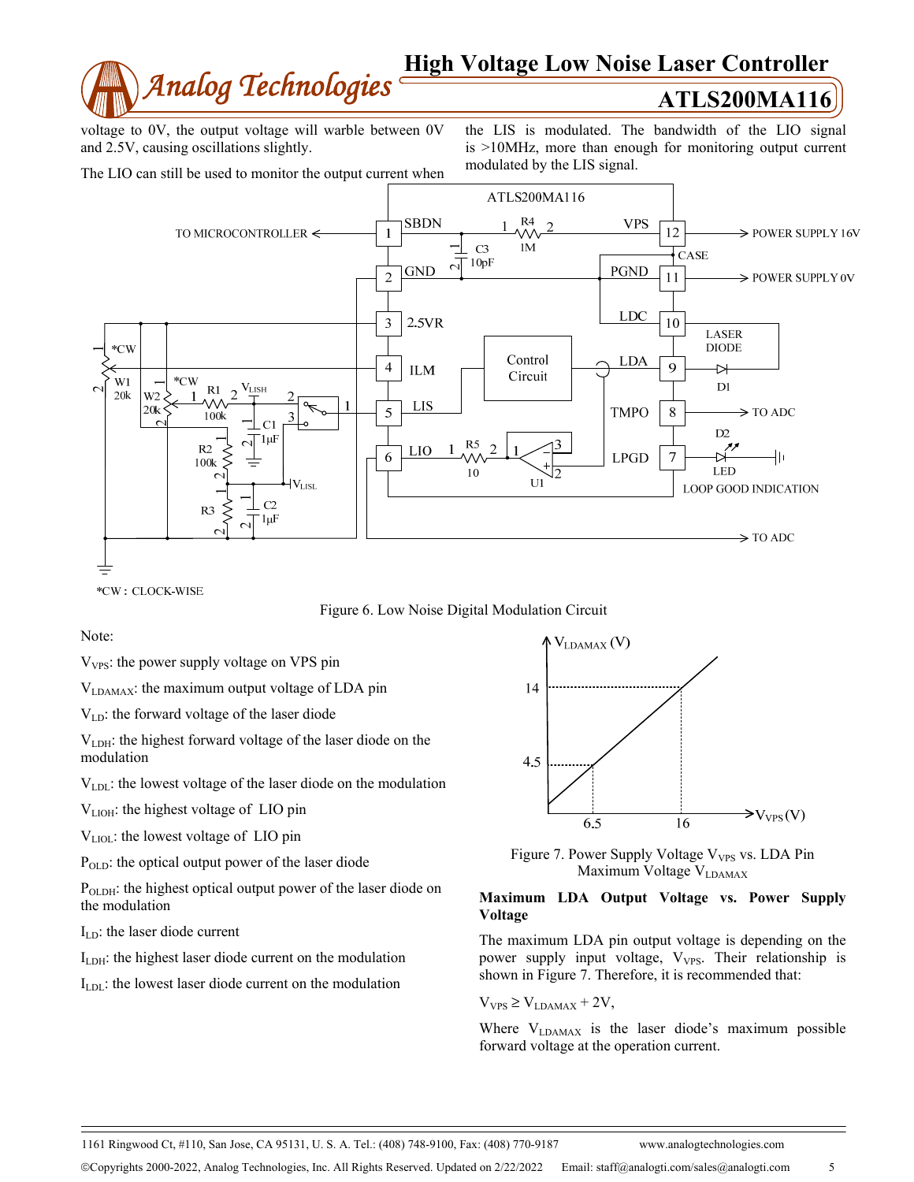voltage to 0V, the output voltage will warble between 0V and 2.5V, causing oscillations slightly.

The LIO can still be used to monitor the output current when the LIS is modulated. The bandwidth of the LIO signal is >10MHz, more than enough for monitoring output current modulated by the LIS signal.

Figure 6. Low Noise Digital Modulation Circuit

Note:

$V_{VPS}$: the power supply voltage on VPS pin

$V_{LDAMAX}$: the maximum output voltage of LDA pin

$V_{LD}$: the forward voltage of the laser diode

$V_{LDH}$: the highest forward voltage of the laser diode on the modulation

$V_{LDL}$: the lowest voltage of the laser diode on the modulation

$V_{LIOH}$: the highest voltage of LIO pin

$V_{LIOL}$: the lowest voltage of LIO pin

$P_{OLD}$: the optical output power of the laser diode

$P_{OLDH}$: the highest optical output power of the laser diode on the modulation

$I_{LD}$: the laser diode current

$I_{LDH}$: the highest laser diode current on the modulation

$I_{LDL}$: the lowest laser diode current on the modulation

Figure 7. Power Supply Voltage $V_{VPS}$ vs. LDA Pin Maximum Voltage $V_{LDAMAX}$

**Maximum LDA Output Voltage vs. Power Supply Voltage**

The maximum LDA pin output voltage is depending on the power supply input voltage, $V_{VPS}$. Their relationship is shown in Figure 7. Therefore, it is recommended that:

$V_{VPS} \geq V_{LDAMAX} + 2V$,

Where $V_{LDAMAX}$ is the laser diode's maximum possible forward voltage at the operation current.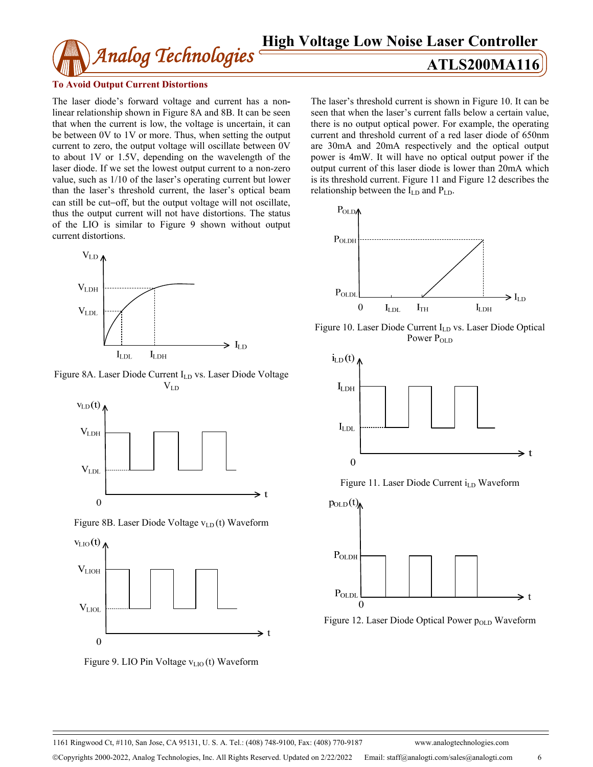**To Avoid Output Current Distortions**

The laser diode's forward voltage and current has a non-linear relationship shown in Figure 8A and 8B. It can be seen that when the current is low, the voltage is uncertain, it can be between 0V to 1V or more. Thus, when setting the output current to zero, the output voltage will oscillate between 0V to about 1V or 1.5V, depending on the wavelength of the laser diode. If we set the lowest output current to a non-zero value, such as 1/10 of the laser's operating current but lower than the laser's threshold current, the laser's optical beam can still be cut−off, but the output voltage will not oscillate, thus the output current will not have distortions. The status of the LIO is similar to Figure 9 shown without output current distortions.

Figure 8A. Laser Diode Current $I_{LD}$ vs. Laser Diode Voltage $V_{LD}$

Figure 8B. Laser Diode Voltage $v_{LD}(t)$ Waveform

Figure 9. LIO Pin Voltage $v_{LIO}(t)$ Waveform

The laser's threshold current is shown in Figure 10. It can be seen that when the laser's current falls below a certain value, there is no output optical power. For example, the operating current and threshold current of a red laser diode of 650nm are 30mA and 20mA respectively and the optical output power is 4mW. It will have no optical output power if the output current of this laser diode is lower than 20mA which is its threshold current. Figure 11 and Figure 12 describes the relationship between the $I_{LD}$ and $P_{LD}$.

Figure 10. Laser Diode Current $I_{LD}$ vs. Laser Diode Optical Power $P_{OLD}$

Figure 11. Laser Diode Current $i_{LD}$ Waveform

Figure 12. Laser Diode Optical Power $p_{OLD}$ Waveform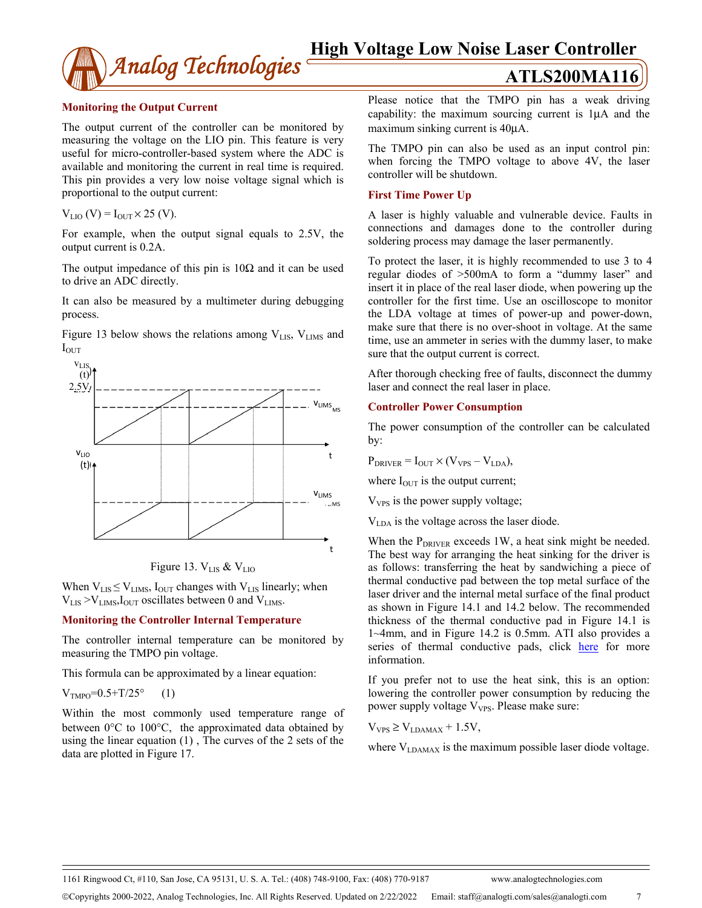### Monitoring the Output Current

The output current of the controller can be monitored by measuring the voltage on the LIO pin. This feature is very useful for micro-controller-based system where the ADC is available and monitoring the current in real time is required. This pin provides a very low noise voltage signal which is proportional to the output current:

$V_{LIO}$ (V) = $I_{OUT} \times 25$ (V).

For example, when the output signal equals to 2.5V, the output current is 0.2A.

The output impedance of this pin is 10Ω and it can be used to drive an ADC directly.

It can also be measured by a multimeter during debugging process.

Figure 13 below shows the relations among $V_{LIS}$, $V_{LIMS}$ and $I_{OUT}$

Figure 13. $V_{LIS}$ & $V_{LIO}$

When $V_{LIS} \leq V_{LIMS}$, $I_{OUT}$ changes with $V_{LIS}$ linearly; when $V_{LIS} > V_{LIMS}$, $I_{OUT}$ oscillates between 0 and $V_{LIMS}$.

### Monitoring the Controller Internal Temperature

The controller internal temperature can be monitored by measuring the TMPO pin voltage.

This formula can be approximated by a linear equation:

$V_{TMPO}$=0.5+T/25° (1)

Within the most commonly used temperature range of between 0°C to 100°C, the approximated data obtained by using the linear equation (1) , The curves of the 2 sets of the data are plotted in Figure 17.

Please notice that the TMPO pin has a weak driving capability: the maximum sourcing current is 1µA and the maximum sinking current is 40µA.

The TMPO pin can also be used as an input control pin: when forcing the TMPO voltage to above 4V, the laser controller will be shutdown.

### First Time Power Up

A laser is highly valuable and vulnerable device. Faults in connections and damages done to the controller during soldering process may damage the laser permanently.

To protect the laser, it is highly recommended to use 3 to 4 regular diodes of >500mA to form a "dummy laser" and insert it in place of the real laser diode, when powering up the controller for the first time. Use an oscilloscope to monitor the LDA voltage at times of power-up and power-down, make sure that there is no over-shoot in voltage. At the same time, use an ammeter in series with the dummy laser, to make sure that the output current is correct.

After thorough checking free of faults, disconnect the dummy laser and connect the real laser in place.

### Controller Power Consumption

The power consumption of the controller can be calculated by:

$P_{DRIVER} = I_{OUT} \times (V_{VPS} - V_{LDA})$,

where $I_{OUT}$ is the output current;

$V_{VPS}$ is the power supply voltage;

$V_{LDA}$ is the voltage across the laser diode.

When the $P_{DRIVER}$ exceeds 1W, a heat sink might be needed. The best way for arranging the heat sinking for the driver is as follows: transferring the heat by sandwiching a piece of thermal conductive pad between the top metal surface of the laser driver and the internal metal surface of the final product as shown in Figure 14.1 and 14.2 below. The recommended thickness of the thermal conductive pad in Figure 14.1 is 1~4mm, and in Figure 14.2 is 0.5mm. ATI also provides a series of thermal conductive pads, click here for more information.

If you prefer not to use the heat sink, this is an option: lowering the controller power consumption by reducing the power supply voltage $V_{VPS}$. Please make sure:

$V_{VPS} \geq V_{LDAMAX} + 1.5$V,

where $V_{LDAMAX}$ is the maximum possible laser diode voltage.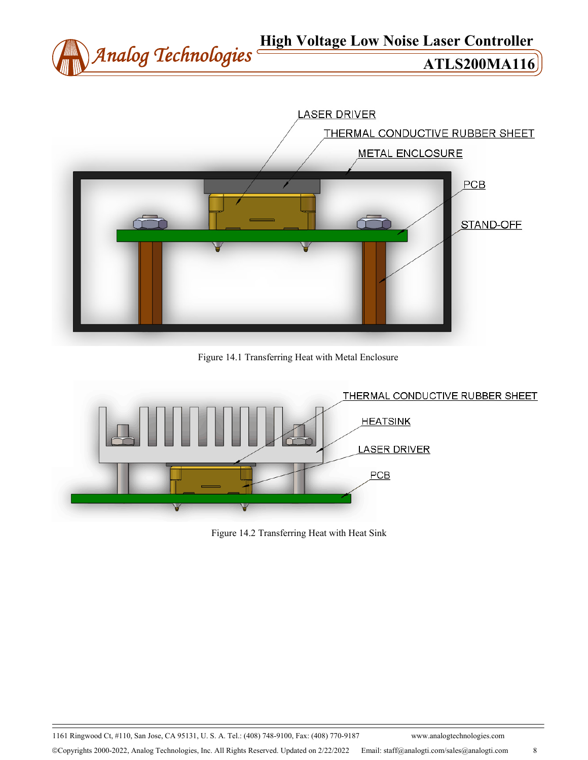Figure 14.1 Transferring Heat with Metal Enclosure

Figure 14.2 Transferring Heat with Heat Sink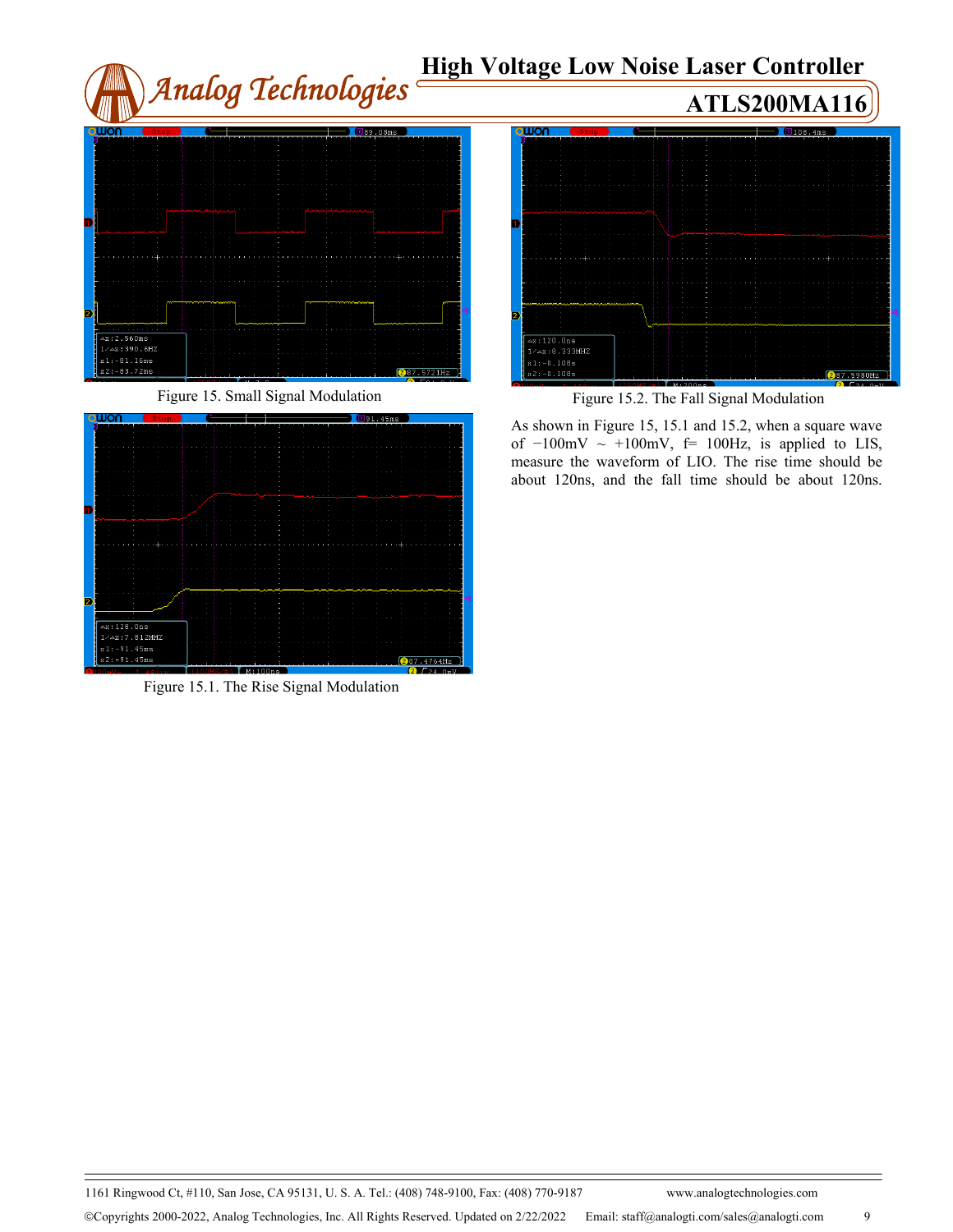Figure 15. Small Signal Modulation

Figure 15.1. The Rise Signal Modulation

Figure 15.2. The Fall Signal Modulation

As shown in Figure 15, 15.1 and 15.2, when a square wave of −100mV ~ +100mV, f= 100Hz, is applied to LIS, measure the waveform of LIO. The rise time should be about 120ns, and the fall time should be about 120ns.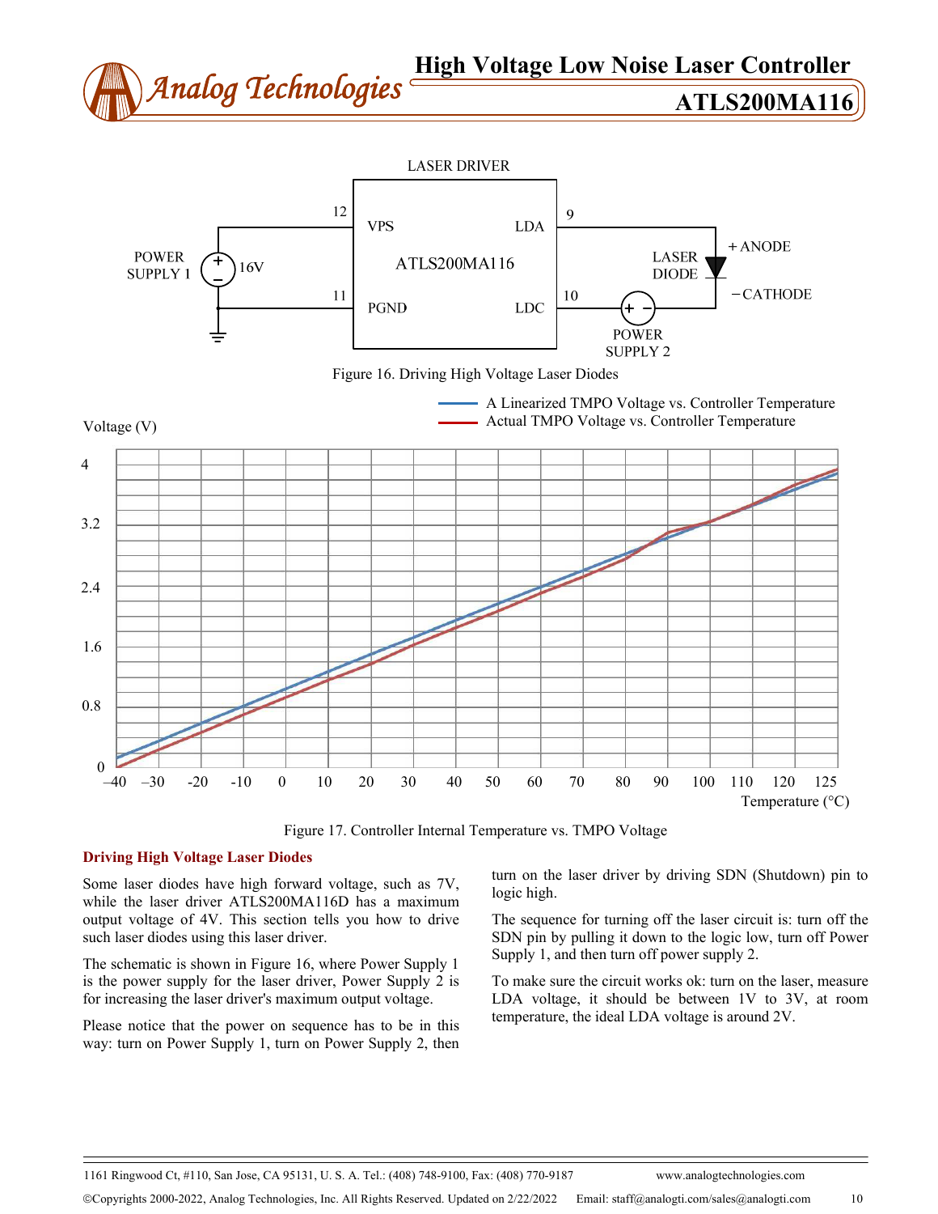Figure 16. Driving High Voltage Laser Diodes

Figure 17. Controller Internal Temperature vs. TMPO Voltage

## Driving High Voltage Laser Diodes

Some laser diodes have high forward voltage, such as 7V, while the laser driver ATLS200MA116D has a maximum output voltage of 4V. This section tells you how to drive such laser diodes using this laser driver.

The schematic is shown in Figure 16, where Power Supply 1 is the power supply for the laser driver, Power Supply 2 is for increasing the laser driver's maximum output voltage.

Please notice that the power on sequence has to be in this way: turn on Power Supply 1, turn on Power Supply 2, then turn on the laser driver by driving SDN (Shutdown) pin to logic high.

The sequence for turning off the laser circuit is: turn off the SDN pin by pulling it down to the logic low, turn off Power Supply 1, and then turn off power supply 2.

To make sure the circuit works ok: turn on the laser, measure LDA voltage, it should be between 1V to 3V, at room temperature, the ideal LDA voltage is around 2V.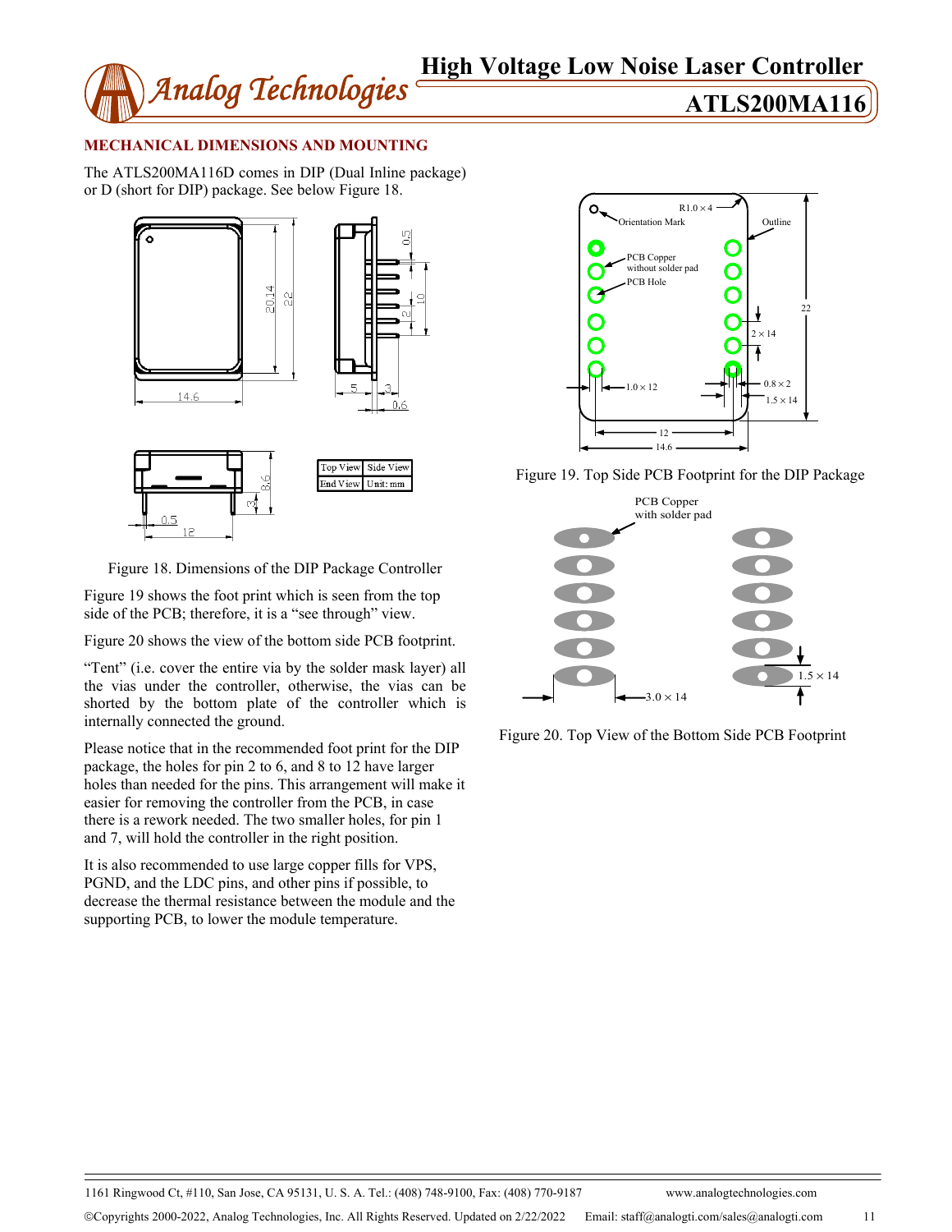## MECHANICAL DIMENSIONS AND MOUNTING

The ATLS200MA116D comes in DIP (Dual Inline package) or D (short for DIP) package. See below Figure 18.

Figure 18. Dimensions of the DIP Package Controller

Figure 19 shows the foot print which is seen from the top side of the PCB; therefore, it is a "see through" view.

Figure 20 shows the view of the bottom side PCB footprint.

"Tent" (i.e. cover the entire via by the solder mask layer) all the vias under the controller, otherwise, the vias can be shorted by the bottom plate of the controller which is internally connected the ground.

Please notice that in the recommended foot print for the DIP package, the holes for pin 2 to 6, and 8 to 12 have larger holes than needed for the pins. This arrangement will make it easier for removing the controller from the PCB, in case there is a rework needed. The two smaller holes, for pin 1 and 7, will hold the controller in the right position.

It is also recommended to use large copper fills for VPS, PGND, and the LDC pins, and other pins if possible, to decrease the thermal resistance between the module and the supporting PCB, to lower the module temperature.

Figure 19. Top Side PCB Footprint for the DIP Package

Figure 20. Top View of the Bottom Side PCB Footprint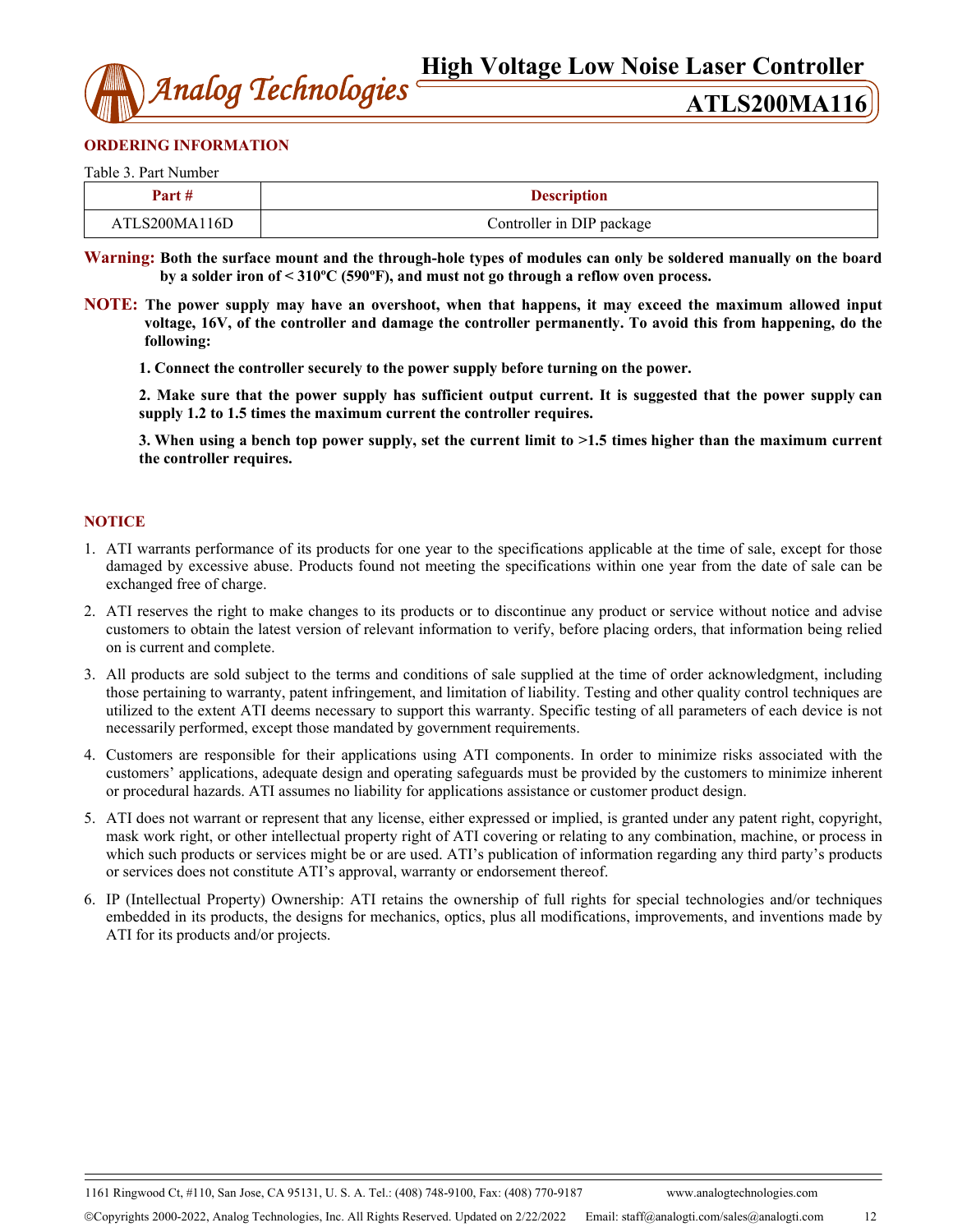## ORDERING INFORMATION

Table 3. Part Number

| Part # | Description |
| --- | --- |
| ATLS200MA116D | Controller in DIP package |

**Warning: Both the surface mount and the through-hole types of modules can only be soldered manually on the board by a solder iron of < 310ºC (590ºF), and must not go through a reflow oven process.**

**NOTE: The power supply may have an overshoot, when that happens, it may exceed the maximum allowed input voltage, 16V, of the controller and damage the controller permanently. To avoid this from happening, do the following:**

**1. Connect the controller securely to the power supply before turning on the power.**

**2. Make sure that the power supply has sufficient output current. It is suggested that the power supply can supply 1.2 to 1.5 times the maximum current the controller requires.**

**3. When using a bench top power supply, set the current limit to >1.5 times higher than the maximum current the controller requires.**

## NOTICE

1. ATI warrants performance of its products for one year to the specifications applicable at the time of sale, except for those damaged by excessive abuse. Products found not meeting the specifications within one year from the date of sale can be exchanged free of charge.
2. ATI reserves the right to make changes to its products or to discontinue any product or service without notice and advise customers to obtain the latest version of relevant information to verify, before placing orders, that information being relied on is current and complete.
3. All products are sold subject to the terms and conditions of sale supplied at the time of order acknowledgment, including those pertaining to warranty, patent infringement, and limitation of liability. Testing and other quality control techniques are utilized to the extent ATI deems necessary to support this warranty. Specific testing of all parameters of each device is not necessarily performed, except those mandated by government requirements.
4. Customers are responsible for their applications using ATI components. In order to minimize risks associated with the customers' applications, adequate design and operating safeguards must be provided by the customers to minimize inherent or procedural hazards. ATI assumes no liability for applications assistance or customer product design.
5. ATI does not warrant or represent that any license, either expressed or implied, is granted under any patent right, copyright, mask work right, or other intellectual property right of ATI covering or relating to any combination, machine, or process in which such products or services might be or are used. ATI's publication of information regarding any third party's products or services does not constitute ATI's approval, warranty or endorsement thereof.
6. IP (Intellectual Property) Ownership: ATI retains the ownership of full rights for special technologies and/or techniques embedded in its products, the designs for mechanics, optics, plus all modifications, improvements, and inventions made by ATI for its products and/or projects.